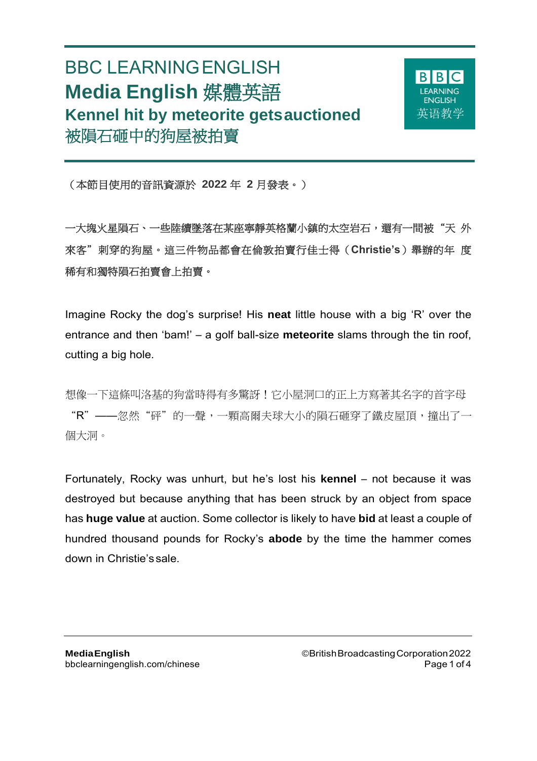# BBC LEARNING ENGLISH

## Media English 媒體英語

### Kennel hit by meteorite gets auctioned

### 被隕石砸中的狗屋被拍賣

（本節目使用的音訊資源於 **2022** 年 **2** 月發表。）

一大塊火星隕石、一些陸續墜落在某座寧靜英格蘭小鎮的太空岩石，還有一間被“天外來客”刺穿的狗屋。這三件物品都會在倫敦拍賣行佳士得（**Christie's**）舉辦的年度稀有和獨特隕石拍賣會上拍賣。

Imagine Rocky the dog's surprise! His **neat** little house with a big 'R' over the entrance and then 'bam!' – a golf ball-size **meteorite** slams through the tin roof, cutting a big hole.

想像一下這條叫洛基的狗當時得有多驚訝！它小屋洞口的正上方寫著其名字的首字母“R”——忽然“砰”的一聲，一顆高爾夫球大小的隕石砸穿了鐵皮屋頂，撞出了一個大洞。

Fortunately, Rocky was unhurt, but he's lost his **kennel** – not because it was destroyed but because anything that has been struck by an object from space has **huge value** at auction. Some collector is likely to have **bid** at least a couple of hundred thousand pounds for Rocky's **abode** by the time the hammer comes down in Christie's sale.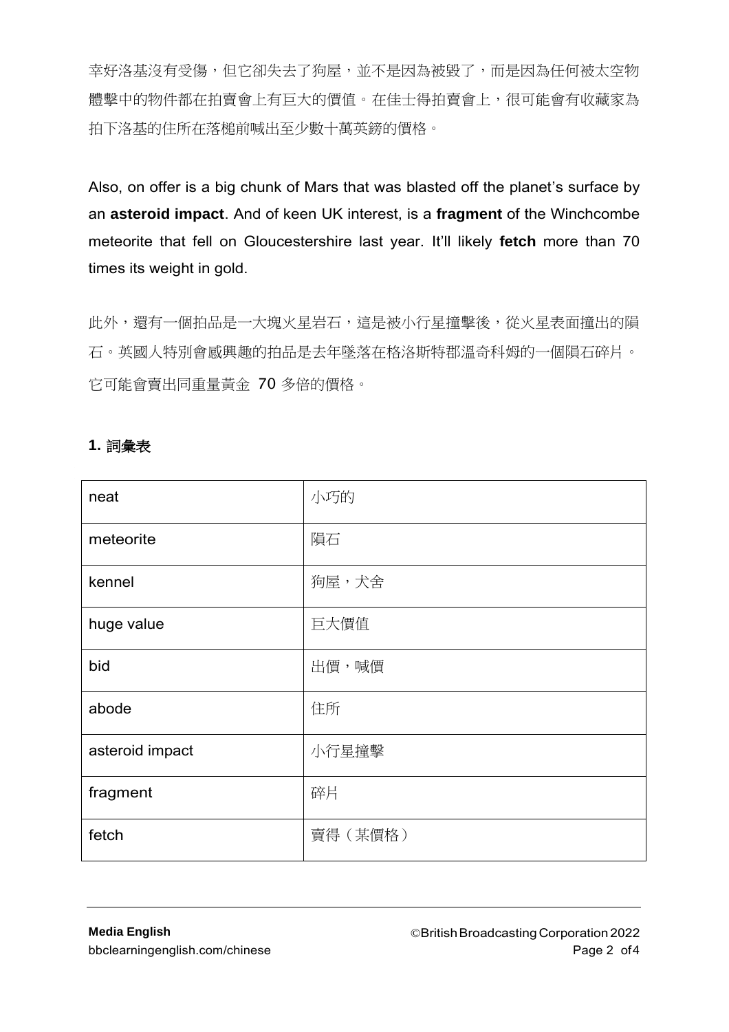幸好洛基沒有受傷，但它卻失去了狗屋，並不是因為被毀了，而是因為任何被太空物體擊中的物件都在拍賣會上有巨大的價值。在佳士得拍賣會上，很可能會有收藏家為拍下洛基的住所在落槌前喊出至少數十萬英鎊的價格。

Also, on offer is a big chunk of Mars that was blasted off the planet's surface by an **asteroid impact**. And of keen UK interest, is a **fragment** of the Winchcombe meteorite that fell on Gloucestershire last year. It'll likely **fetch** more than 70 times its weight in gold.

此外，還有一個拍品是一大塊火星岩石，這是被小行星撞擊後，從火星表面撞出的隕石。英國人特別會感興趣的拍品是去年墜落在格洛斯特郡溫奇科姆的一個隕石碎片。它可能會賣出同重量黃金 70 多倍的價格。

## 1. 詞彙表

| | |
|---|---|
| neat | 小巧的 |
| meteorite | 隕石 |
| kennel | 狗屋，犬舍 |
| huge value | 巨大價值 |
| bid | 出價，喊價 |
| abode | 住所 |
| asteroid impact | 小行星撞擊 |
| fragment | 碎片 |
| fetch | 賣得（某價格） |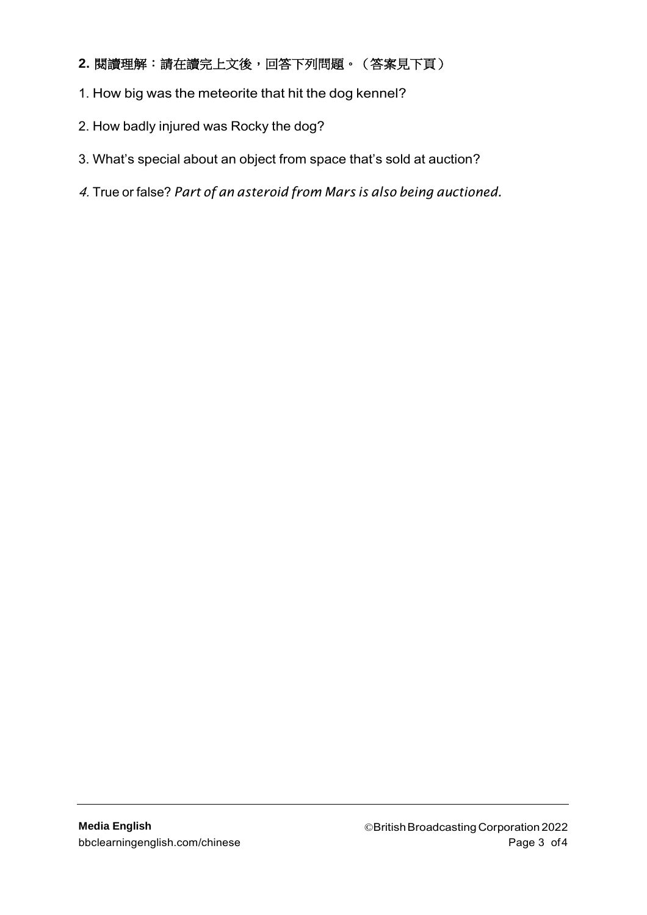**2. 閱讀理解：請在讀完上文後，回答下列問題。（答案見下頁）**

1. How big was the meteorite that hit the dog kennel?

2. How badly injured was Rocky the dog?

3. What's special about an object from space that's sold at auction?

4. True or false? *Part of an asteroid from Mars is also being auctioned.*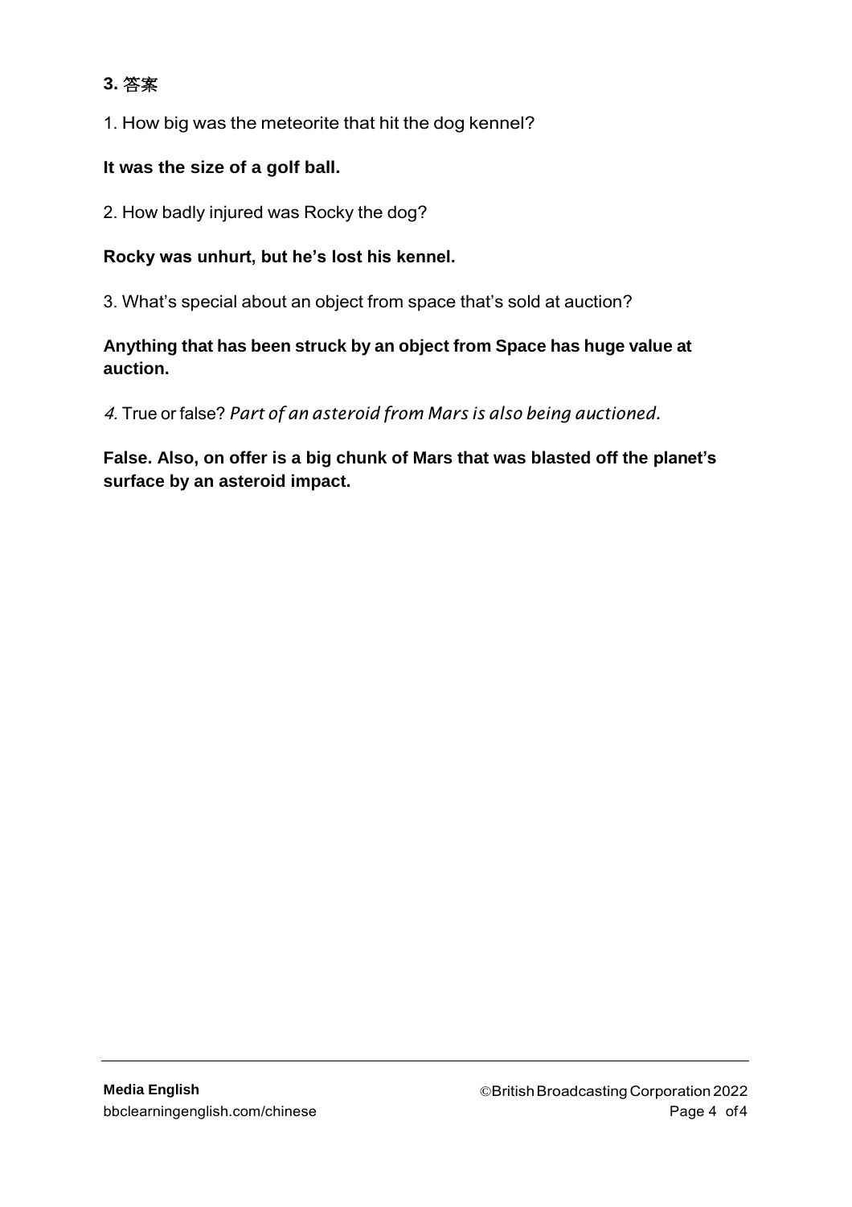### **3.** 答案

1. How big was the meteorite that hit the dog kennel?

**It was the size of a golf ball.**

2. How badly injured was Rocky the dog?

**Rocky was unhurt, but he's lost his kennel.**

3. What's special about an object from space that's sold at auction?

**Anything that has been struck by an object from Space has huge value at auction.**

*4.* True or false? *Part of an asteroid from Mars is also being auctioned.*

**False. Also, on offer is a big chunk of Mars that was blasted off the planet's surface by an asteroid impact.**